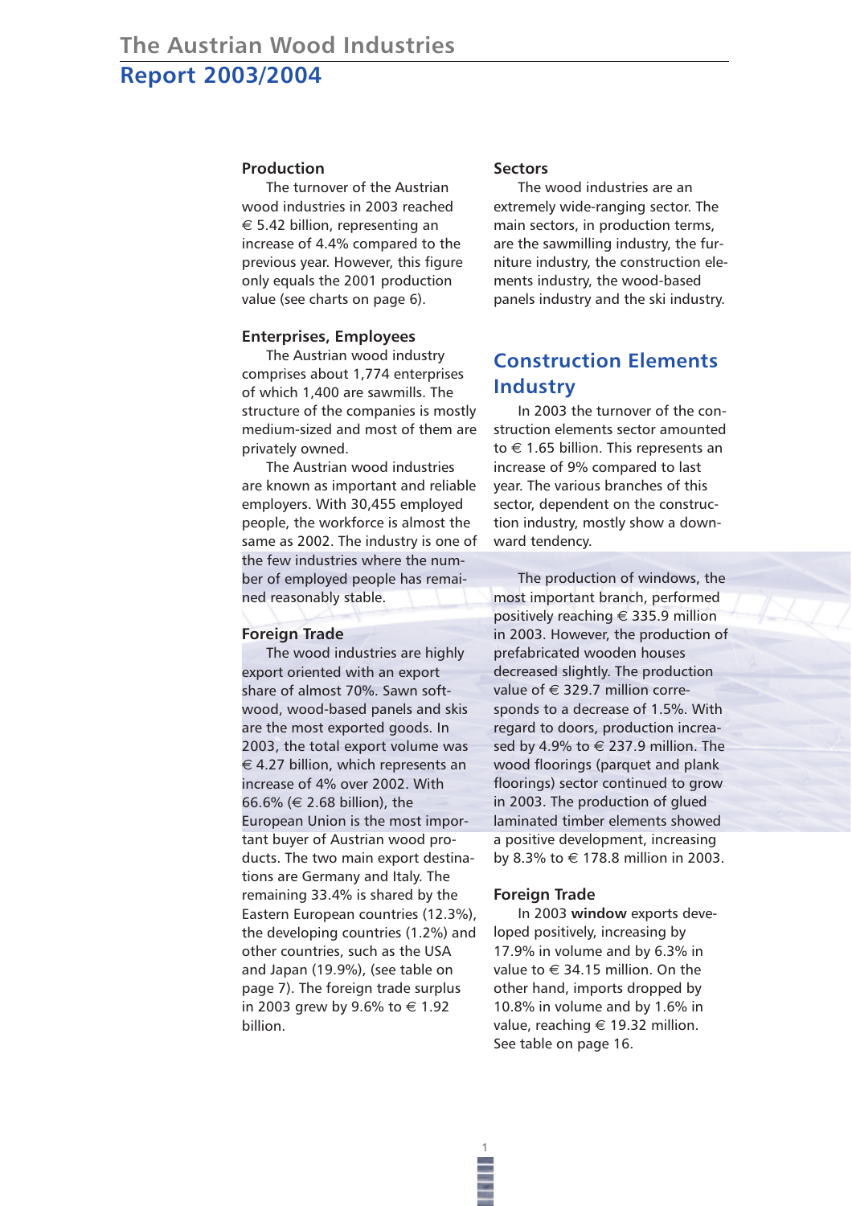# The Austrian Wood Industries

## Report 2003/2004

### Production

The turnover of the Austrian wood industries in 2003 reached € 5.42 billion, representing an increase of 4.4% compared to the previous year. However, this figure only equals the 2001 production value (see charts on page 6).

### Enterprises, Employees

The Austrian wood industry comprises about 1,774 enterprises of which 1,400 are sawmills. The structure of the companies is mostly medium-sized and most of them are privately owned.

The Austrian wood industries are known as important and reliable employers. With 30,455 employed people, the workforce is almost the same as 2002. The industry is one of the few industries where the number of employed people has remained reasonably stable.

### Foreign Trade

The wood industries are highly export oriented with an export share of almost 70%. Sawn softwood, wood-based panels and skis are the most exported goods. In 2003, the total export volume was € 4.27 billion, which represents an increase of 4% over 2002. With 66.6% (€ 2.68 billion), the European Union is the most important buyer of Austrian wood products. The two main export destinations are Germany and Italy. The remaining 33.4% is shared by the Eastern European countries (12.3%), the developing countries (1.2%) and other countries, such as the USA and Japan (19.9%), (see table on page 7). The foreign trade surplus in 2003 grew by 9.6% to € 1.92 billion.

### Sectors

The wood industries are an extremely wide-ranging sector. The main sectors, in production terms, are the sawmilling industry, the furniture industry, the construction elements industry, the wood-based panels industry and the ski industry.

## Construction Elements Industry

In 2003 the turnover of the construction elements sector amounted to € 1.65 billion. This represents an increase of 9% compared to last year. The various branches of this sector, dependent on the construction industry, mostly show a downward tendency.

The production of windows, the most important branch, performed positively reaching € 335.9 million in 2003. However, the production of prefabricated wooden houses decreased slightly. The production value of € 329.7 million corresponds to a decrease of 1.5%. With regard to doors, production increased by 4.9% to € 237.9 million. The wood floorings (parquet and plank floorings) sector continued to grow in 2003. The production of glued laminated timber elements showed a positive development, increasing by 8.3% to € 178.8 million in 2003.

### Foreign Trade

In 2003 **window** exports developed positively, increasing by 17.9% in volume and by 6.3% in value to € 34.15 million. On the other hand, imports dropped by 10.8% in volume and by 1.6% in value, reaching € 19.32 million. See table on page 16.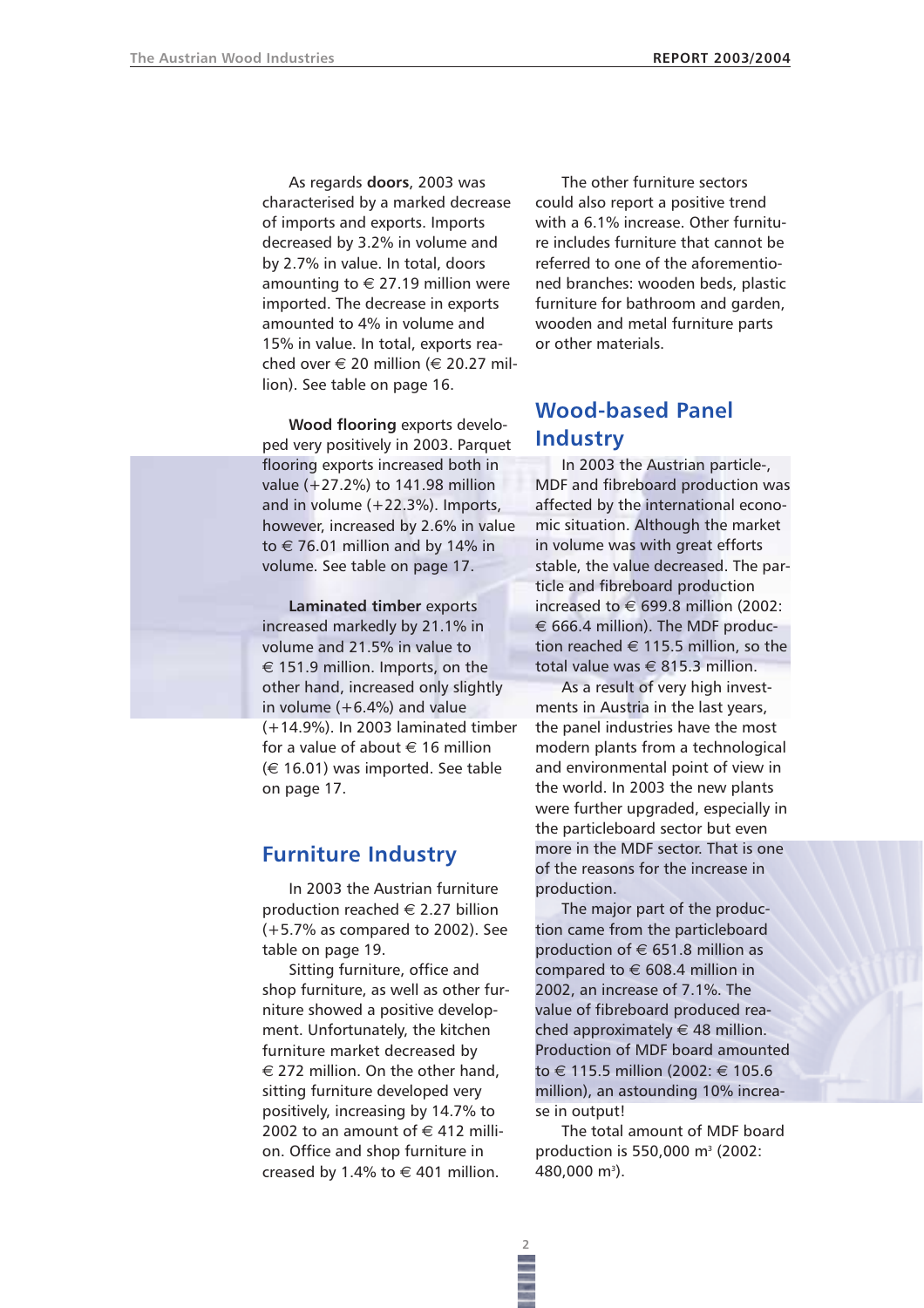As regards **doors**, 2003 was characterised by a marked decrease of imports and exports. Imports decreased by 3.2% in volume and by 2.7% in value. In total, doors amounting to € 27.19 million were imported. The decrease in exports amounted to 4% in volume and 15% in value. In total, exports reached over € 20 million (€ 20.27 million). See table on page 16.

**Wood flooring** exports developed very positively in 2003. Parquet flooring exports increased both in value (+27.2%) to 141.98 million and in volume (+22.3%). Imports, however, increased by 2.6% in value to € 76.01 million and by 14% in volume. See table on page 17.

**Laminated timber** exports increased markedly by 21.1% in volume and 21.5% in value to € 151.9 million. Imports, on the other hand, increased only slightly in volume (+6.4%) and value (+14.9%). In 2003 laminated timber for a value of about € 16 million (€ 16.01) was imported. See table on page 17.

## Furniture Industry

In 2003 the Austrian furniture production reached € 2.27 billion (+5.7% as compared to 2002). See table on page 19.

Sitting furniture, office and shop furniture, as well as other furniture showed a positive development. Unfortunately, the kitchen furniture market decreased by € 272 million. On the other hand, sitting furniture developed very positively, increasing by 14.7% to 2002 to an amount of € 412 million. Office and shop furniture increased by 1.4% to € 401 million.

The other furniture sectors could also report a positive trend with a 6.1% increase. Other furniture includes furniture that cannot be referred to one of the aforementioned branches: wooden beds, plastic furniture for bathroom and garden, wooden and metal furniture parts or other materials.

## Wood-based Panel Industry

In 2003 the Austrian particle-, MDF and fibreboard production was affected by the international economic situation. Although the market in volume was with great efforts stable, the value decreased. The particle and fibreboard production increased to € 699.8 million (2002: € 666.4 million). The MDF production reached € 115.5 million, so the total value was € 815.3 million.

As a result of very high investments in Austria in the last years, the panel industries have the most modern plants from a technological and environmental point of view in the world. In 2003 the new plants were further upgraded, especially in the particleboard sector but even more in the MDF sector. That is one of the reasons for the increase in production.

The major part of the production came from the particleboard production of € 651.8 million as compared to € 608.4 million in 2002, an increase of 7.1%. The value of fibreboard produced reached approximately € 48 million. Production of MDF board amounted to € 115.5 million (2002: € 105.6 million), an astounding 10% increase in output!

The total amount of MDF board production is 550,000 $m^3$ (2002: 480,000 $m^3$).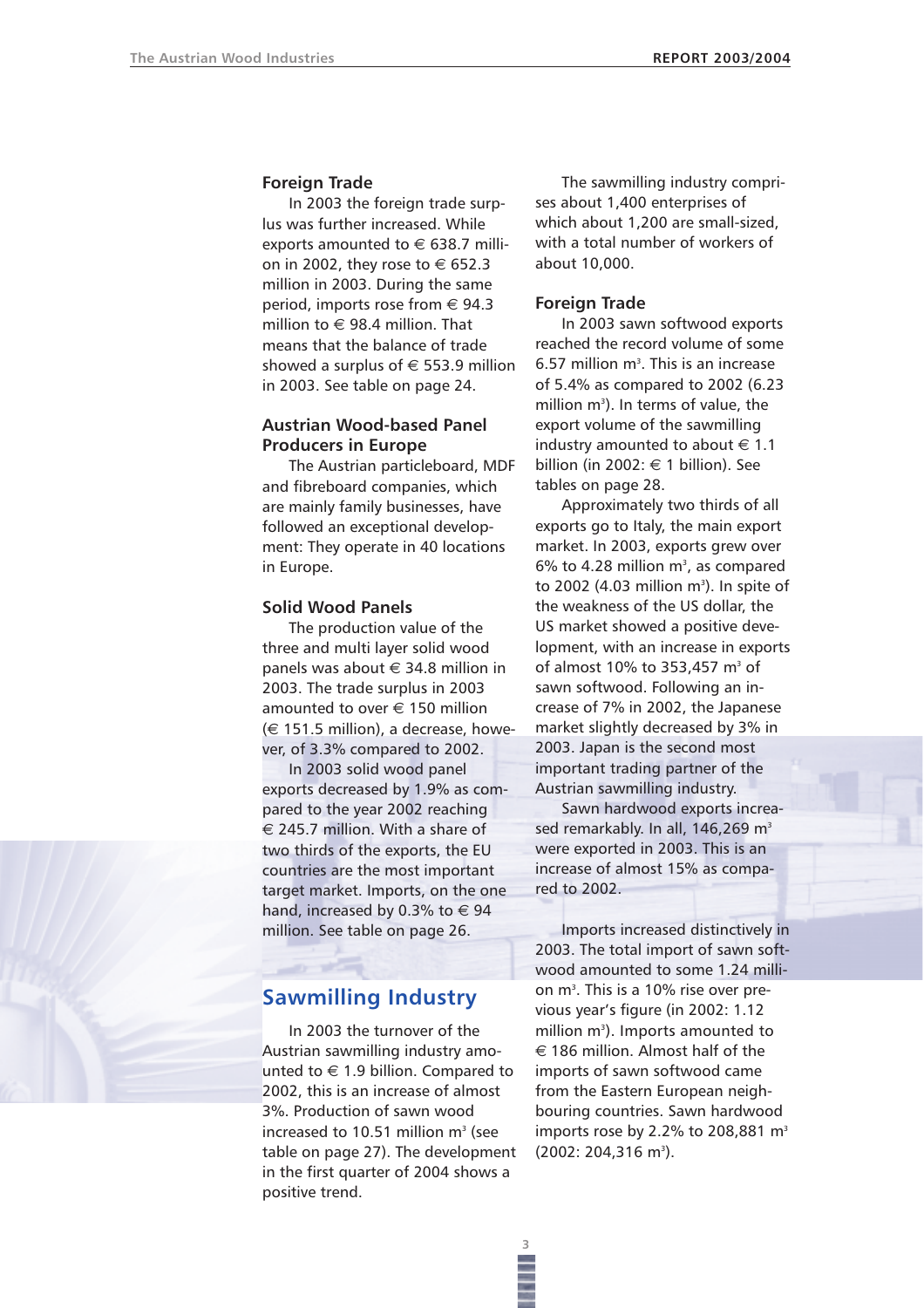### Foreign Trade

In 2003 the foreign trade surplus was further increased. While exports amounted to € 638.7 million in 2002, they rose to € 652.3 million in 2003. During the same period, imports rose from € 94.3 million to € 98.4 million. That means that the balance of trade showed a surplus of € 553.9 million in 2003. See table on page 24.

### Austrian Wood-based Panel Producers in Europe

The Austrian particleboard, MDF and fibreboard companies, which are mainly family businesses, have followed an exceptional development: They operate in 40 locations in Europe.

### Solid Wood Panels

The production value of the three and multi layer solid wood panels was about € 34.8 million in 2003. The trade surplus in 2003 amounted to over € 150 million (€ 151.5 million), a decrease, however, of 3.3% compared to 2002.

In 2003 solid wood panel exports decreased by 1.9% as compared to the year 2002 reaching € 245.7 million. With a share of two thirds of the exports, the EU countries are the most important target market. Imports, on the one hand, increased by 0.3% to € 94 million. See table on page 26.

## Sawmilling Industry

In 2003 the turnover of the Austrian sawmilling industry amounted to € 1.9 billion. Compared to 2002, this is an increase of almost 3%. Production of sawn wood increased to 10.51 million m³ (see table on page 27). The development in the first quarter of 2004 shows a positive trend.

The sawmilling industry comprises about 1,400 enterprises of which about 1,200 are small-sized, with a total number of workers of about 10,000.

### Foreign Trade

In 2003 sawn softwood exports reached the record volume of some 6.57 million m³. This is an increase of 5.4% as compared to 2002 (6.23 million m³). In terms of value, the export volume of the sawmilling industry amounted to about € 1.1 billion (in 2002: € 1 billion). See tables on page 28.

Approximately two thirds of all exports go to Italy, the main export market. In 2003, exports grew over 6% to 4.28 million m³, as compared to 2002 (4.03 million m³). In spite of the weakness of the US dollar, the US market showed a positive development, with an increase in exports of almost 10% to 353,457 m³ of sawn softwood. Following an increase of 7% in 2002, the Japanese market slightly decreased by 3% in 2003. Japan is the second most important trading partner of the Austrian sawmilling industry.

Sawn hardwood exports increased remarkably. In all, 146,269 m³ were exported in 2003. This is an increase of almost 15% as compared to 2002.

Imports increased distinctively in 2003. The total import of sawn softwood amounted to some 1.24 million m³. This is a 10% rise over previous year's figure (in 2002: 1.12 million m³). Imports amounted to € 186 million. Almost half of the imports of sawn softwood came from the Eastern European neighbouring countries. Sawn hardwood imports rose by 2.2% to 208,881 m³ (2002: 204,316 m³).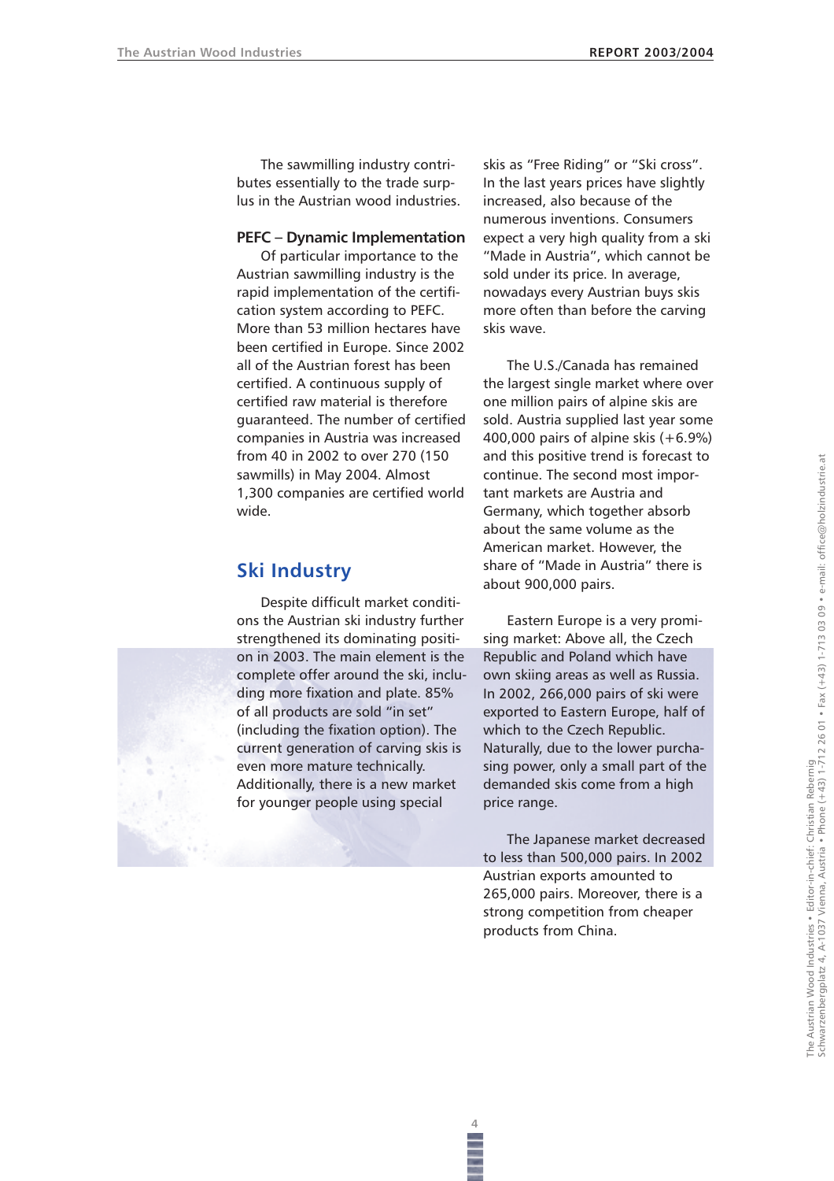The sawmilling industry contributes essentially to the trade surplus in the Austrian wood industries.

**PEFC – Dynamic Implementation**

Of particular importance to the Austrian sawmilling industry is the rapid implementation of the certification system according to PEFC. More than 53 million hectares have been certified in Europe. Since 2002 all of the Austrian forest has been certified. A continuous supply of certified raw material is therefore guaranteed. The number of certified companies in Austria was increased from 40 in 2002 to over 270 (150 sawmills) in May 2004. Almost 1,300 companies are certified world wide.

## Ski Industry

Despite difficult market conditions the Austrian ski industry further strengthened its dominating position in 2003. The main element is the complete offer around the ski, including more fixation and plate. 85% of all products are sold "in set" (including the fixation option). The current generation of carving skis is even more mature technically. Additionally, there is a new market for younger people using special skis as "Free Riding" or "Ski cross". In the last years prices have slightly increased, also because of the numerous inventions. Consumers expect a very high quality from a ski "Made in Austria", which cannot be sold under its price. In average, nowadays every Austrian buys skis more often than before the carving skis wave.

The U.S./Canada has remained the largest single market where over one million pairs of alpine skis are sold. Austria supplied last year some 400,000 pairs of alpine skis (+6.9%) and this positive trend is forecast to continue. The second most important markets are Austria and Germany, which together absorb about the same volume as the American market. However, the share of "Made in Austria" there is about 900,000 pairs.

Eastern Europe is a very promising market: Above all, the Czech Republic and Poland which have own skiing areas as well as Russia. In 2002, 266,000 pairs of ski were exported to Eastern Europe, half of which to the Czech Republic. Naturally, due to the lower purchasing power, only a small part of the demanded skis come from a high price range.

The Japanese market decreased to less than 500,000 pairs. In 2002 Austrian exports amounted to 265,000 pairs. Moreover, there is a strong competition from cheaper products from China.